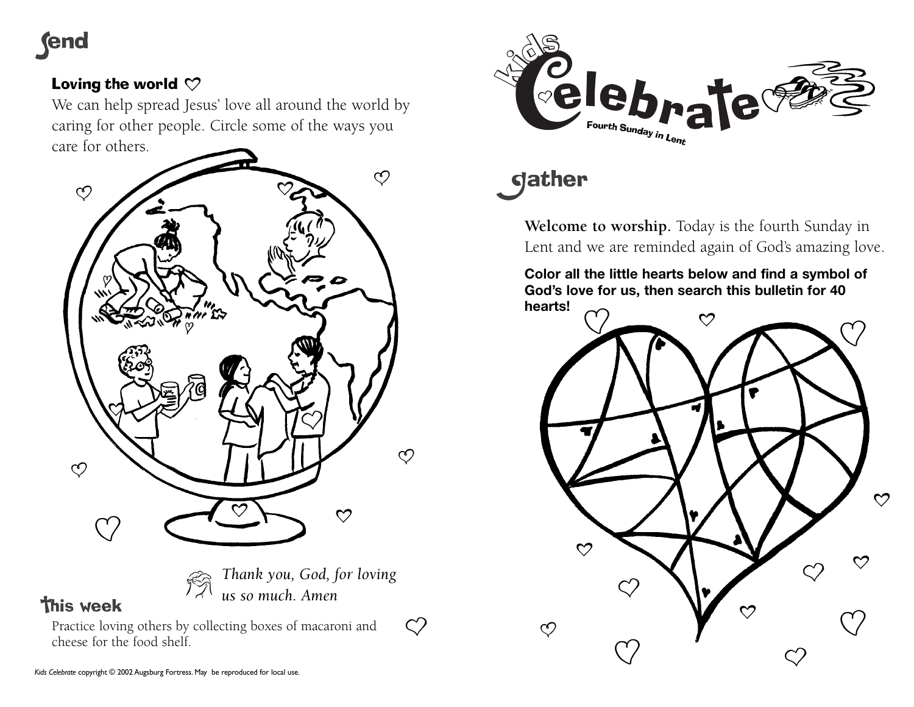# send

### Loving the world ♡

We can help spread Jesus' love all around the world by caring for other people. Circle some of the ways you care for others.

*Thank you, God, for loving us so much. Amen*

## This week

Practice loving others by collecting boxes of macaroni and cheese for the food shelf.

*Kids Celebrate* copyright © 2002 Augsburg Fortress. May be reproduced for local use.

# kids Celebrate

**Fourth Sunday in Lent**

# gather

**Welcome to worship.** Today is the fourth Sunday in Lent and we are reminded again of God's amazing love.

**Color all the little hearts below and find a symbol of God's love for us, then search this bulletin for 40 hearts!**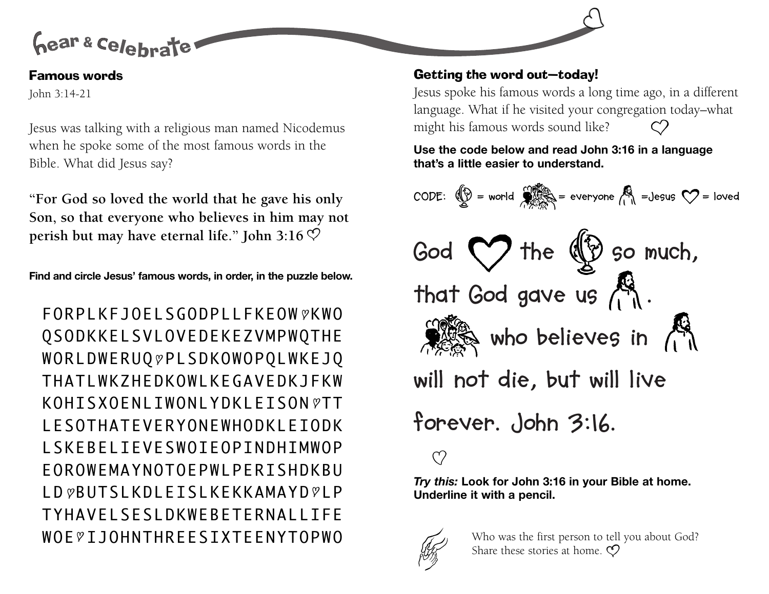# hear & celebrate

## Famous words

John 3:14-21

Jesus was talking with a religious man named Nicodemus when he spoke some of the most famous words in the Bible. What did Jesus say?

**"For God so loved the world that he gave his only Son, so that everyone who believes in him may not perish but may have eternal life." John 3:16** ♡

**Find and circle Jesus' famous words, in order, in the puzzle below.**

```
FORPLKFJOELSGODPLLFKEOW♡KWO
QSODKKELSVLOVEDEKEZVMPWQTHE
WORLDWERUQ♡PLSDKOWOPQLWKEJQ
THATLWKZHEDKOWLKEGAVEDKJFKW
KOHISXOENLIWONLYDKLEISON♡TT
LESOTHATEVERYONEWHODKLEIODK
LSKEBELIEVESWOIEOPINDHIMWOP
EOROWEMAYNOTOEPWLPERISHDKBU
LD♡BUTSLKDLEISLKEKKAMAYD♡LP
TYHAVELSESLDKWEBETERNALLIFE
WOE♡IJOHNTHREESIXTEENYTOPWO
```

## Getting the word out—today!

Jesus spoke his famous words a long time ago, in a different language. What if he visited your congregation today–what might his famous words sound like? ♡

**Use the code below and read John 3:16 in a language that's a little easier to understand.**

CODE: [globe] = world [crowd] = everyone [figure] = Jesus ♡ = loved

God ♡ the [globe] so much,

that God gave us [figure].

[crowd] who believes in [figure]

will not die, but will live

forever. John 3:16.

♡

***Try this:*** **Look for John 3:16 in your Bible at home. Underline it with a pencil.**

Who was the first person to tell you about God? Share these stories at home. ♡